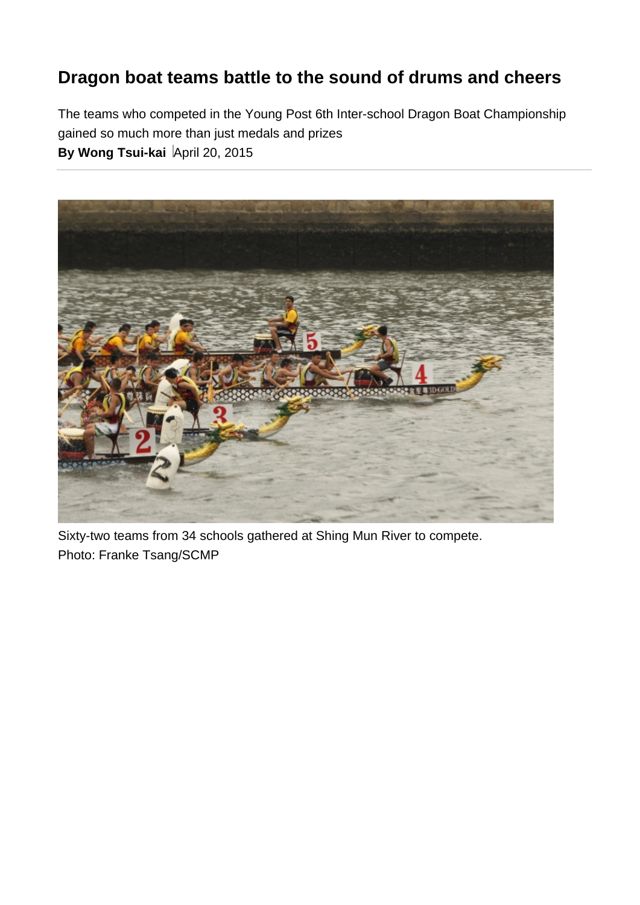# Dragon boat teams battle to the sound of drums and cheers

The teams who competed in the Young Post 6th Inter-school Dragon Boat Championship gained so much more than just medals and prizes

**By Wong Tsui-kai** April 20, 2015

Sixty-two teams from 34 schools gathered at Shing Mun River to compete.
Photo: Franke Tsang/SCMP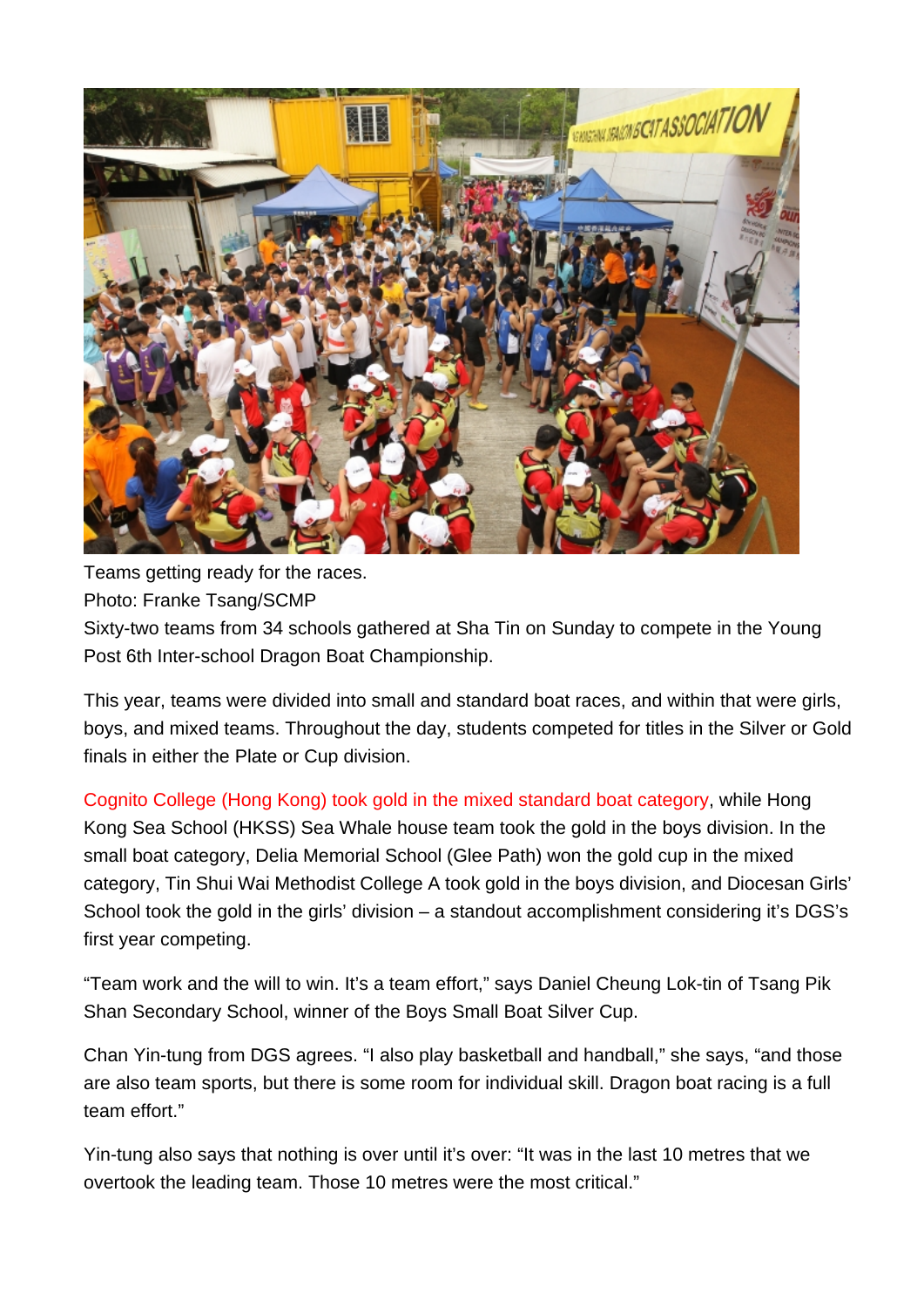Teams getting ready for the races.
Photo: Franke Tsang/SCMP

Sixty-two teams from 34 schools gathered at Sha Tin on Sunday to compete in the Young Post 6th Inter-school Dragon Boat Championship.

This year, teams were divided into small and standard boat races, and within that were girls, boys, and mixed teams. Throughout the day, students competed for titles in the Silver or Gold finals in either the Plate or Cup division.

Cognito College (Hong Kong) took gold in the mixed standard boat category, while Hong Kong Sea School (HKSS) Sea Whale house team took the gold in the boys division. In the small boat category, Delia Memorial School (Glee Path) won the gold cup in the mixed category, Tin Shui Wai Methodist College A took gold in the boys division, and Diocesan Girls' School took the gold in the girls' division – a standout accomplishment considering it's DGS's first year competing.

"Team work and the will to win. It's a team effort," says Daniel Cheung Lok-tin of Tsang Pik Shan Secondary School, winner of the Boys Small Boat Silver Cup.

Chan Yin-tung from DGS agrees. "I also play basketball and handball," she says, "and those are also team sports, but there is some room for individual skill. Dragon boat racing is a full team effort."

Yin-tung also says that nothing is over until it's over: "It was in the last 10 metres that we overtook the leading team. Those 10 metres were the most critical."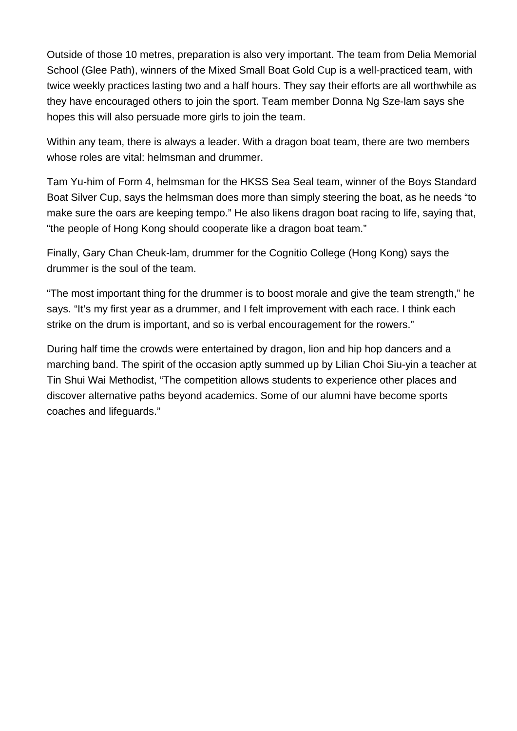Outside of those 10 metres, preparation is also very important. The team from Delia Memorial School (Glee Path), winners of the Mixed Small Boat Gold Cup is a well-practiced team, with twice weekly practices lasting two and a half hours. They say their efforts are all worthwhile as they have encouraged others to join the sport. Team member Donna Ng Sze-lam says she hopes this will also persuade more girls to join the team.

Within any team, there is always a leader. With a dragon boat team, there are two members whose roles are vital: helmsman and drummer.

Tam Yu-him of Form 4, helmsman for the HKSS Sea Seal team, winner of the Boys Standard Boat Silver Cup, says the helmsman does more than simply steering the boat, as he needs "to make sure the oars are keeping tempo." He also likens dragon boat racing to life, saying that, "the people of Hong Kong should cooperate like a dragon boat team."

Finally, Gary Chan Cheuk-lam, drummer for the Cognitio College (Hong Kong) says the drummer is the soul of the team.

"The most important thing for the drummer is to boost morale and give the team strength," he says. "It's my first year as a drummer, and I felt improvement with each race. I think each strike on the drum is important, and so is verbal encouragement for the rowers."

During half time the crowds were entertained by dragon, lion and hip hop dancers and a marching band. The spirit of the occasion aptly summed up by Lilian Choi Siu-yin a teacher at Tin Shui Wai Methodist, "The competition allows students to experience other places and discover alternative paths beyond academics. Some of our alumni have become sports coaches and lifeguards."